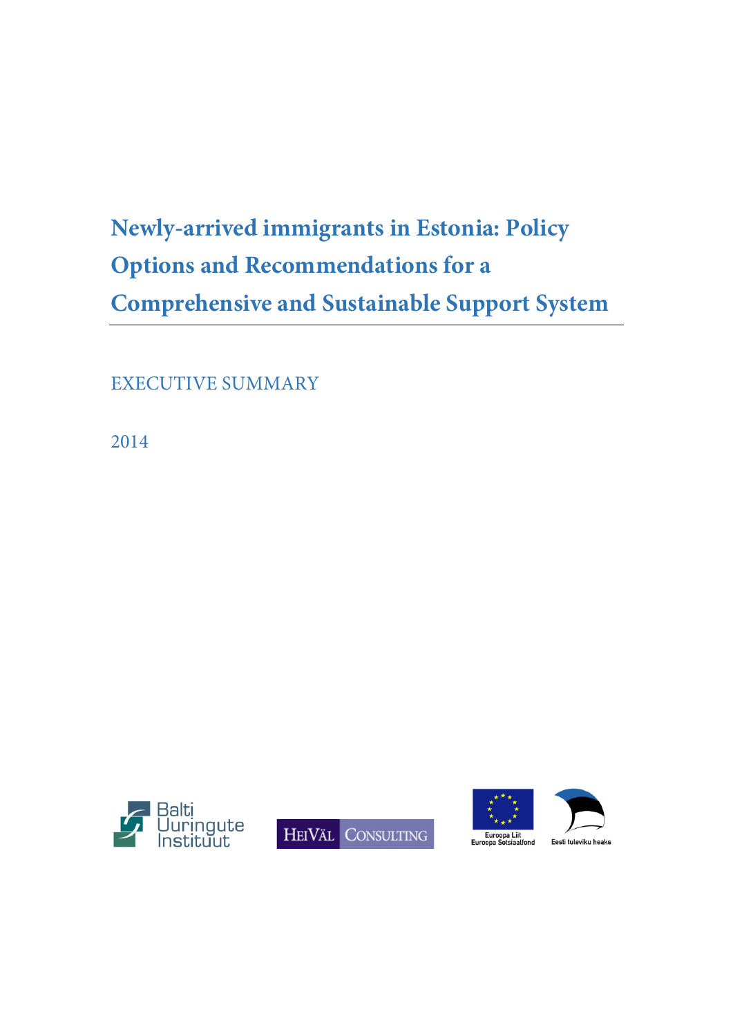# Newly-arrived immigrants in Estonia: Policy Options and Recommendations for a Comprehensive and Sustainable Support System

EXECUTIVE SUMMARY

2014

Balti Uuringute Instituut

HeiVäl Consulting

Euroopa Liit Euroopa Sotsiaalfond

Eesti tuleviku heaks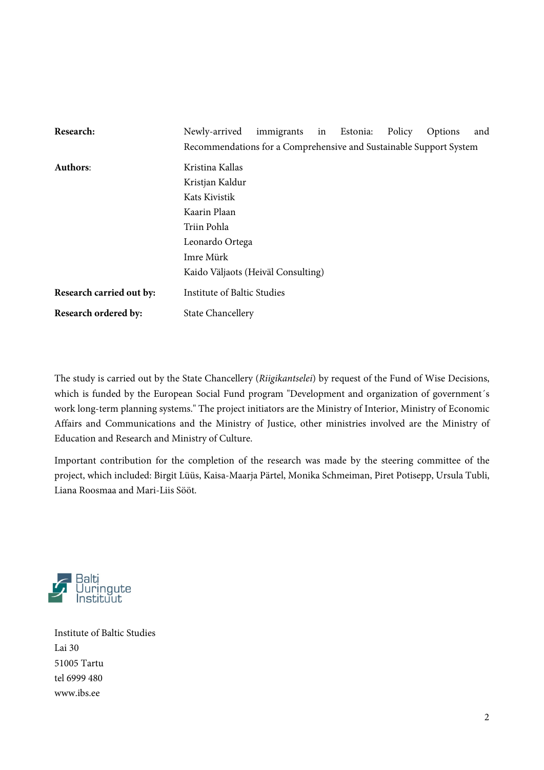| | |
|---|---|
| **Research:** | Newly-arrived immigrants in Estonia: Policy Options and Recommendations for a Comprehensive and Sustainable Support System |
| **Authors**: | Kristina Kallas<br>Kristjan Kaldur<br>Kats Kivistik<br>Kaarin Plaan<br>Triin Pohla<br>Leonardo Ortega<br>Imre Mürk<br>Kaido Väljaots (Heiväl Consulting) |
| **Research carried out by:** | Institute of Baltic Studies |
| **Research ordered by:** | State Chancellery |

The study is carried out by the State Chancellery (*Riigikantselei*) by request of the Fund of Wise Decisions, which is funded by the European Social Fund program "Development and organization of government´s work long-term planning systems." The project initiators are the Ministry of Interior, Ministry of Economic Affairs and Communications and the Ministry of Justice, other ministries involved are the Ministry of Education and Research and Ministry of Culture.

Important contribution for the completion of the research was made by the steering committee of the project, which included: Birgit Lüüs, Kaisa-Maarja Pärtel, Monika Schmeiman, Piret Potisepp, Ursula Tubli, Liana Roosmaa and Mari-Liis Sööt.

Balti Uuringute Instituut

Institute of Baltic Studies
Lai 30
51005 Tartu
tel 6999 480
www.ibs.ee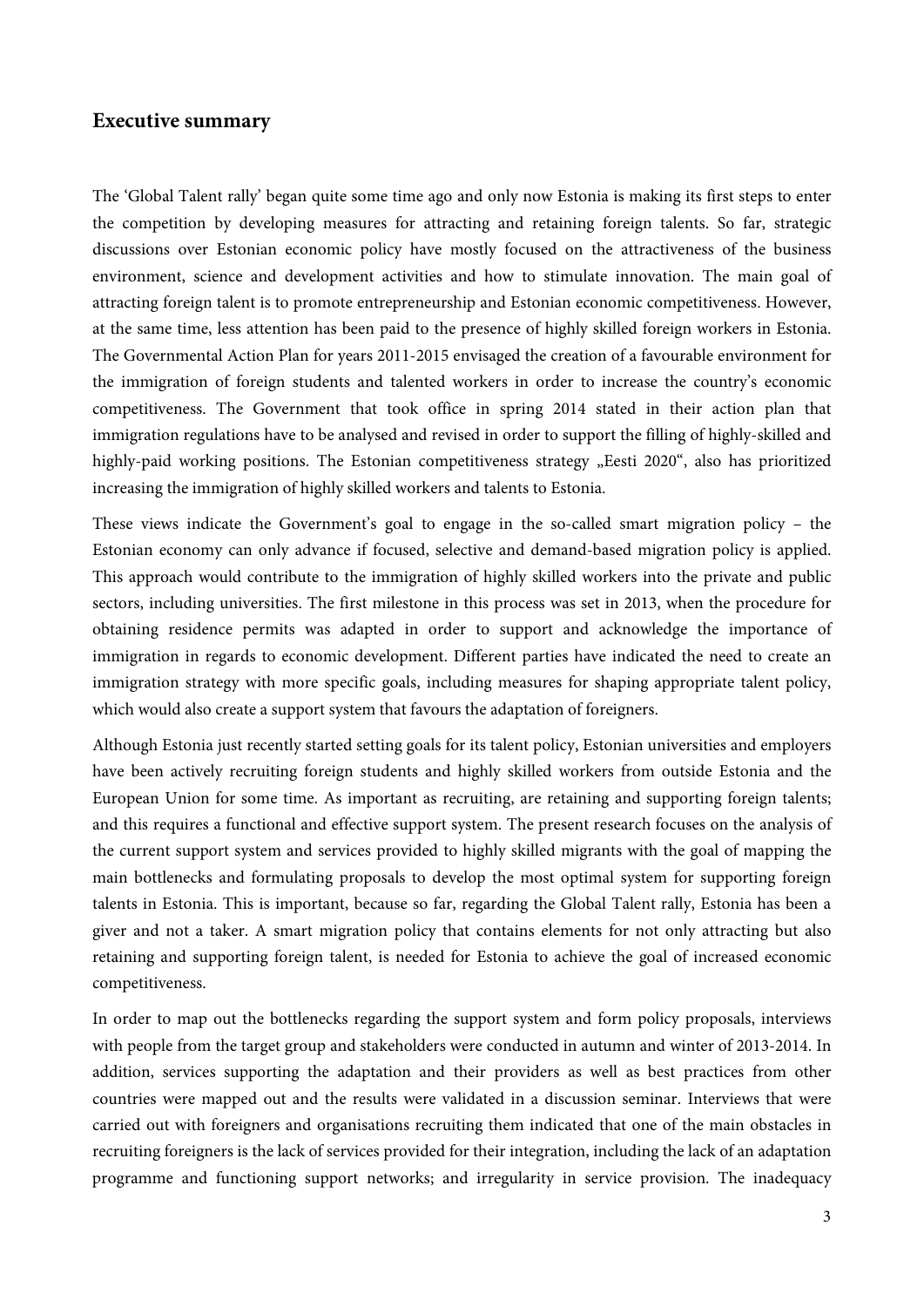## Executive summary

The 'Global Talent rally' began quite some time ago and only now Estonia is making its first steps to enter the competition by developing measures for attracting and retaining foreign talents. So far, strategic discussions over Estonian economic policy have mostly focused on the attractiveness of the business environment, science and development activities and how to stimulate innovation. The main goal of attracting foreign talent is to promote entrepreneurship and Estonian economic competitiveness. However, at the same time, less attention has been paid to the presence of highly skilled foreign workers in Estonia. The Governmental Action Plan for years 2011-2015 envisaged the creation of a favourable environment for the immigration of foreign students and talented workers in order to increase the country's economic competitiveness. The Government that took office in spring 2014 stated in their action plan that immigration regulations have to be analysed and revised in order to support the filling of highly-skilled and highly-paid working positions. The Estonian competitiveness strategy „Eesti 2020", also has prioritized increasing the immigration of highly skilled workers and talents to Estonia.

These views indicate the Government's goal to engage in the so-called smart migration policy – the Estonian economy can only advance if focused, selective and demand-based migration policy is applied. This approach would contribute to the immigration of highly skilled workers into the private and public sectors, including universities. The first milestone in this process was set in 2013, when the procedure for obtaining residence permits was adapted in order to support and acknowledge the importance of immigration in regards to economic development. Different parties have indicated the need to create an immigration strategy with more specific goals, including measures for shaping appropriate talent policy, which would also create a support system that favours the adaptation of foreigners.

Although Estonia just recently started setting goals for its talent policy, Estonian universities and employers have been actively recruiting foreign students and highly skilled workers from outside Estonia and the European Union for some time. As important as recruiting, are retaining and supporting foreign talents; and this requires a functional and effective support system. The present research focuses on the analysis of the current support system and services provided to highly skilled migrants with the goal of mapping the main bottlenecks and formulating proposals to develop the most optimal system for supporting foreign talents in Estonia. This is important, because so far, regarding the Global Talent rally, Estonia has been a giver and not a taker. A smart migration policy that contains elements for not only attracting but also retaining and supporting foreign talent, is needed for Estonia to achieve the goal of increased economic competitiveness.

In order to map out the bottlenecks regarding the support system and form policy proposals, interviews with people from the target group and stakeholders were conducted in autumn and winter of 2013-2014. In addition, services supporting the adaptation and their providers as well as best practices from other countries were mapped out and the results were validated in a discussion seminar. Interviews that were carried out with foreigners and organisations recruiting them indicated that one of the main obstacles in recruiting foreigners is the lack of services provided for their integration, including the lack of an adaptation programme and functioning support networks; and irregularity in service provision. The inadequacy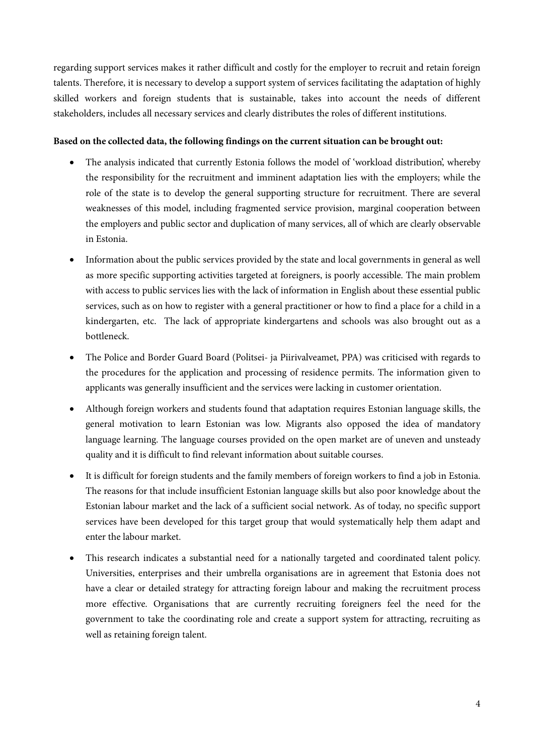regarding support services makes it rather difficult and costly for the employer to recruit and retain foreign talents. Therefore, it is necessary to develop a support system of services facilitating the adaptation of highly skilled workers and foreign students that is sustainable, takes into account the needs of different stakeholders, includes all necessary services and clearly distributes the roles of different institutions.

**Based on the collected data, the following findings on the current situation can be brought out:**

- The analysis indicated that currently Estonia follows the model of 'workload distribution', whereby the responsibility for the recruitment and imminent adaptation lies with the employers; while the role of the state is to develop the general supporting structure for recruitment. There are several weaknesses of this model, including fragmented service provision, marginal cooperation between the employers and public sector and duplication of many services, all of which are clearly observable in Estonia.
- Information about the public services provided by the state and local governments in general as well as more specific supporting activities targeted at foreigners, is poorly accessible. The main problem with access to public services lies with the lack of information in English about these essential public services, such as on how to register with a general practitioner or how to find a place for a child in a kindergarten, etc. The lack of appropriate kindergartens and schools was also brought out as a bottleneck.
- The Police and Border Guard Board (Politsei- ja Piirivalveamet, PPA) was criticised with regards to the procedures for the application and processing of residence permits. The information given to applicants was generally insufficient and the services were lacking in customer orientation.
- Although foreign workers and students found that adaptation requires Estonian language skills, the general motivation to learn Estonian was low. Migrants also opposed the idea of mandatory language learning. The language courses provided on the open market are of uneven and unsteady quality and it is difficult to find relevant information about suitable courses.
- It is difficult for foreign students and the family members of foreign workers to find a job in Estonia. The reasons for that include insufficient Estonian language skills but also poor knowledge about the Estonian labour market and the lack of a sufficient social network. As of today, no specific support services have been developed for this target group that would systematically help them adapt and enter the labour market.
- This research indicates a substantial need for a nationally targeted and coordinated talent policy. Universities, enterprises and their umbrella organisations are in agreement that Estonia does not have a clear or detailed strategy for attracting foreign labour and making the recruitment process more effective. Organisations that are currently recruiting foreigners feel the need for the government to take the coordinating role and create a support system for attracting, recruiting as well as retaining foreign talent.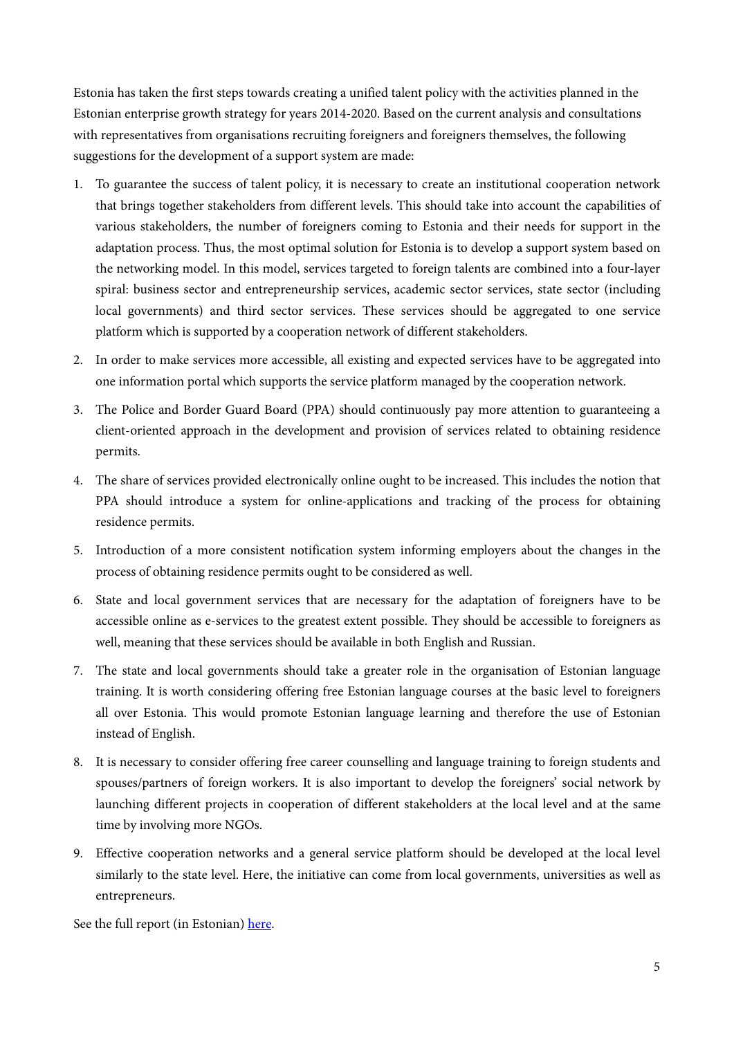Estonia has taken the first steps towards creating a unified talent policy with the activities planned in the Estonian enterprise growth strategy for years 2014-2020. Based on the current analysis and consultations with representatives from organisations recruiting foreigners and foreigners themselves, the following suggestions for the development of a support system are made:

1. To guarantee the success of talent policy, it is necessary to create an institutional cooperation network that brings together stakeholders from different levels. This should take into account the capabilities of various stakeholders, the number of foreigners coming to Estonia and their needs for support in the adaptation process. Thus, the most optimal solution for Estonia is to develop a support system based on the networking model. In this model, services targeted to foreign talents are combined into a four-layer spiral: business sector and entrepreneurship services, academic sector services, state sector (including local governments) and third sector services. These services should be aggregated to one service platform which is supported by a cooperation network of different stakeholders.
2. In order to make services more accessible, all existing and expected services have to be aggregated into one information portal which supports the service platform managed by the cooperation network.
3. The Police and Border Guard Board (PPA) should continuously pay more attention to guaranteeing a client-oriented approach in the development and provision of services related to obtaining residence permits.
4. The share of services provided electronically online ought to be increased. This includes the notion that PPA should introduce a system for online-applications and tracking of the process for obtaining residence permits.
5. Introduction of a more consistent notification system informing employers about the changes in the process of obtaining residence permits ought to be considered as well.
6. State and local government services that are necessary for the adaptation of foreigners have to be accessible online as e-services to the greatest extent possible. They should be accessible to foreigners as well, meaning that these services should be available in both English and Russian.
7. The state and local governments should take a greater role in the organisation of Estonian language training. It is worth considering offering free Estonian language courses at the basic level to foreigners all over Estonia. This would promote Estonian language learning and therefore the use of Estonian instead of English.
8. It is necessary to consider offering free career counselling and language training to foreign students and spouses/partners of foreign workers. It is also important to develop the foreigners' social network by launching different projects in cooperation of different stakeholders at the local level and at the same time by involving more NGOs.
9. Effective cooperation networks and a general service platform should be developed at the local level similarly to the state level. Here, the initiative can come from local governments, universities as well as entrepreneurs.

See the full report (in Estonian) here.